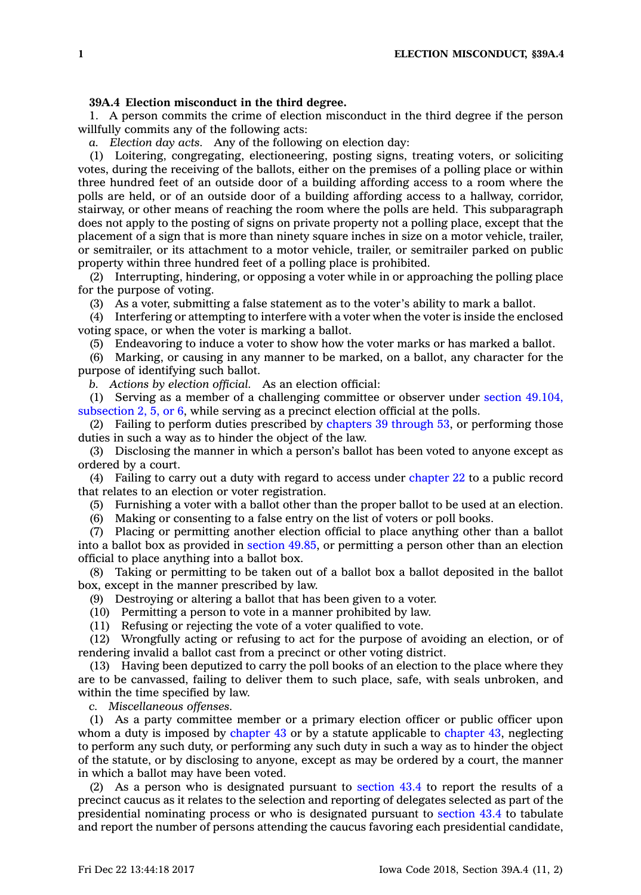**39A.4 Election misconduct in the third degree.**

1. A person commits the crime of election misconduct in the third degree if the person willfully commits any of the following acts:

*a. Election day acts.* Any of the following on election day:

(1) Loitering, congregating, electioneering, posting signs, treating voters, or soliciting votes, during the receiving of the ballots, either on the premises of a polling place or within three hundred feet of an outside door of a building affording access to a room where the polls are held, or of an outside door of a building affording access to a hallway, corridor, stairway, or other means of reaching the room where the polls are held. This subparagraph does not apply to the posting of signs on private property not a polling place, except that the placement of a sign that is more than ninety square inches in size on a motor vehicle, trailer, or semitrailer, or its attachment to a motor vehicle, trailer, or semitrailer parked on public property within three hundred feet of a polling place is prohibited.

(2) Interrupting, hindering, or opposing a voter while in or approaching the polling place for the purpose of voting.

(3) As a voter, submitting a false statement as to the voter's ability to mark a ballot.

(4) Interfering or attempting to interfere with a voter when the voter is inside the enclosed voting space, or when the voter is marking a ballot.

(5) Endeavoring to induce a voter to show how the voter marks or has marked a ballot.

(6) Marking, or causing in any manner to be marked, on a ballot, any character for the purpose of identifying such ballot.

*b. Actions by election official.* As an election official:

(1) Serving as a member of a challenging committee or observer under section 49.104, subsection 2, 5, or 6, while serving as a precinct election official at the polls.

(2) Failing to perform duties prescribed by chapters 39 through 53, or performing those duties in such a way as to hinder the object of the law.

(3) Disclosing the manner in which a person's ballot has been voted to anyone except as ordered by a court.

(4) Failing to carry out a duty with regard to access under chapter 22 to a public record that relates to an election or voter registration.

(5) Furnishing a voter with a ballot other than the proper ballot to be used at an election.

(6) Making or consenting to a false entry on the list of voters or poll books.

(7) Placing or permitting another election official to place anything other than a ballot into a ballot box as provided in section 49.85, or permitting a person other than an election official to place anything into a ballot box.

(8) Taking or permitting to be taken out of a ballot box a ballot deposited in the ballot box, except in the manner prescribed by law.

(9) Destroying or altering a ballot that has been given to a voter.

(10) Permitting a person to vote in a manner prohibited by law.

(11) Refusing or rejecting the vote of a voter qualified to vote.

(12) Wrongfully acting or refusing to act for the purpose of avoiding an election, or of rendering invalid a ballot cast from a precinct or other voting district.

(13) Having been deputized to carry the poll books of an election to the place where they are to be canvassed, failing to deliver them to such place, safe, with seals unbroken, and within the time specified by law.

*c. Miscellaneous offenses.*

(1) As a party committee member or a primary election officer or public officer upon whom a duty is imposed by chapter 43 or by a statute applicable to chapter 43, neglecting to perform any such duty, or performing any such duty in such a way as to hinder the object of the statute, or by disclosing to anyone, except as may be ordered by a court, the manner in which a ballot may have been voted.

(2) As a person who is designated pursuant to section 43.4 to report the results of a precinct caucus as it relates to the selection and reporting of delegates selected as part of the presidential nominating process or who is designated pursuant to section 43.4 to tabulate and report the number of persons attending the caucus favoring each presidential candidate,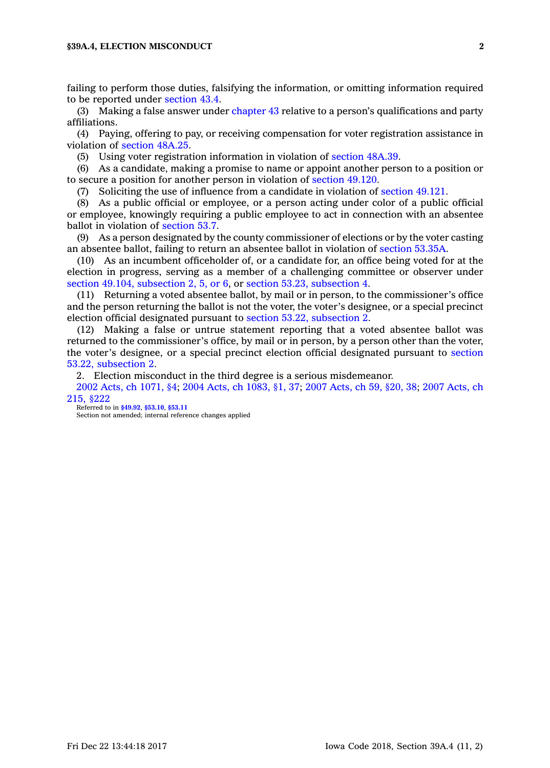failing to perform those duties, falsifying the information, or omitting information required to be reported under section 43.4.

(3) Making a false answer under chapter 43 relative to a person's qualifications and party affiliations.

(4) Paying, offering to pay, or receiving compensation for voter registration assistance in violation of section 48A.25.

(5) Using voter registration information in violation of section 48A.39.

(6) As a candidate, making a promise to name or appoint another person to a position or to secure a position for another person in violation of section 49.120.

(7) Soliciting the use of influence from a candidate in violation of section 49.121.

(8) As a public official or employee, or a person acting under color of a public official or employee, knowingly requiring a public employee to act in connection with an absentee ballot in violation of section 53.7.

(9) As a person designated by the county commissioner of elections or by the voter casting an absentee ballot, failing to return an absentee ballot in violation of section 53.35A.

(10) As an incumbent officeholder of, or a candidate for, an office being voted for at the election in progress, serving as a member of a challenging committee or observer under section 49.104, subsection 2, 5, or 6, or section 53.23, subsection 4.

(11) Returning a voted absentee ballot, by mail or in person, to the commissioner's office and the person returning the ballot is not the voter, the voter's designee, or a special precinct election official designated pursuant to section 53.22, subsection 2.

(12) Making a false or untrue statement reporting that a voted absentee ballot was returned to the commissioner's office, by mail or in person, by a person other than the voter, the voter's designee, or a special precinct election official designated pursuant to section 53.22, subsection 2.

2. Election misconduct in the third degree is a serious misdemeanor.

2002 Acts, ch 1071, §4; 2004 Acts, ch 1083, §1, 37; 2007 Acts, ch 59, §20, 38; 2007 Acts, ch 215, §222

Referred to in §49.92, §53.10, §53.11

Section not amended; internal reference changes applied